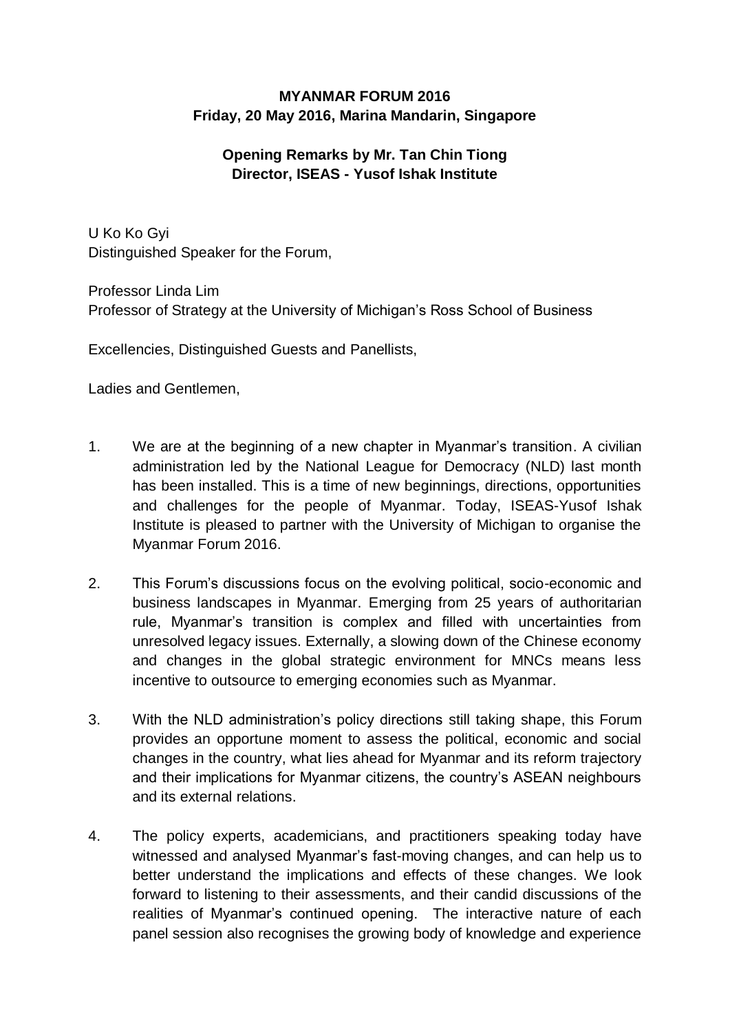**MYANMAR FORUM 2016**
**Friday, 20 May 2016, Marina Mandarin, Singapore**

**Opening Remarks by Mr. Tan Chin Tiong**
**Director, ISEAS - Yusof Ishak Institute**

U Ko Ko Gyi
Distinguished Speaker for the Forum,

Professor Linda Lim
Professor of Strategy at the University of Michigan's Ross School of Business

Excellencies, Distinguished Guests and Panellists,

Ladies and Gentlemen,

1. We are at the beginning of a new chapter in Myanmar's transition. A civilian administration led by the National League for Democracy (NLD) last month has been installed. This is a time of new beginnings, directions, opportunities and challenges for the people of Myanmar. Today, ISEAS-Yusof Ishak Institute is pleased to partner with the University of Michigan to organise the Myanmar Forum 2016.

2. This Forum's discussions focus on the evolving political, socio-economic and business landscapes in Myanmar. Emerging from 25 years of authoritarian rule, Myanmar's transition is complex and filled with uncertainties from unresolved legacy issues. Externally, a slowing down of the Chinese economy and changes in the global strategic environment for MNCs means less incentive to outsource to emerging economies such as Myanmar.

3. With the NLD administration's policy directions still taking shape, this Forum provides an opportune moment to assess the political, economic and social changes in the country, what lies ahead for Myanmar and its reform trajectory and their implications for Myanmar citizens, the country's ASEAN neighbours and its external relations.

4. The policy experts, academicians, and practitioners speaking today have witnessed and analysed Myanmar's fast-moving changes, and can help us to better understand the implications and effects of these changes. We look forward to listening to their assessments, and their candid discussions of the realities of Myanmar's continued opening. The interactive nature of each panel session also recognises the growing body of knowledge and experience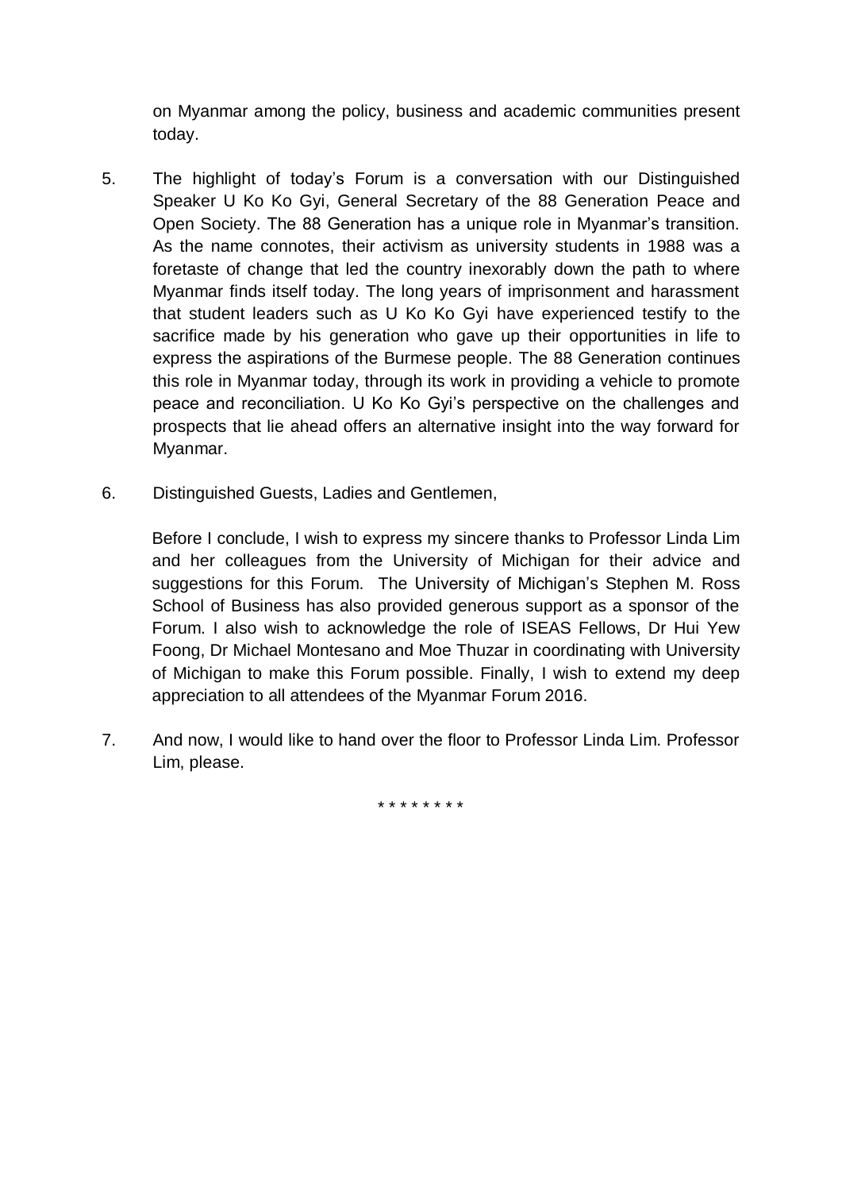on Myanmar among the policy, business and academic communities present today.

5. The highlight of today's Forum is a conversation with our Distinguished Speaker U Ko Ko Gyi, General Secretary of the 88 Generation Peace and Open Society. The 88 Generation has a unique role in Myanmar's transition. As the name connotes, their activism as university students in 1988 was a foretaste of change that led the country inexorably down the path to where Myanmar finds itself today. The long years of imprisonment and harassment that student leaders such as U Ko Ko Gyi have experienced testify to the sacrifice made by his generation who gave up their opportunities in life to express the aspirations of the Burmese people. The 88 Generation continues this role in Myanmar today, through its work in providing a vehicle to promote peace and reconciliation. U Ko Ko Gyi's perspective on the challenges and prospects that lie ahead offers an alternative insight into the way forward for Myanmar.

6. Distinguished Guests, Ladies and Gentlemen,

   Before I conclude, I wish to express my sincere thanks to Professor Linda Lim and her colleagues from the University of Michigan for their advice and suggestions for this Forum. The University of Michigan's Stephen M. Ross School of Business has also provided generous support as a sponsor of the Forum. I also wish to acknowledge the role of ISEAS Fellows, Dr Hui Yew Foong, Dr Michael Montesano and Moe Thuzar in coordinating with University of Michigan to make this Forum possible. Finally, I wish to extend my deep appreciation to all attendees of the Myanmar Forum 2016.

7. And now, I would like to hand over the floor to Professor Linda Lim. Professor Lim, please.

* * * * * * * *